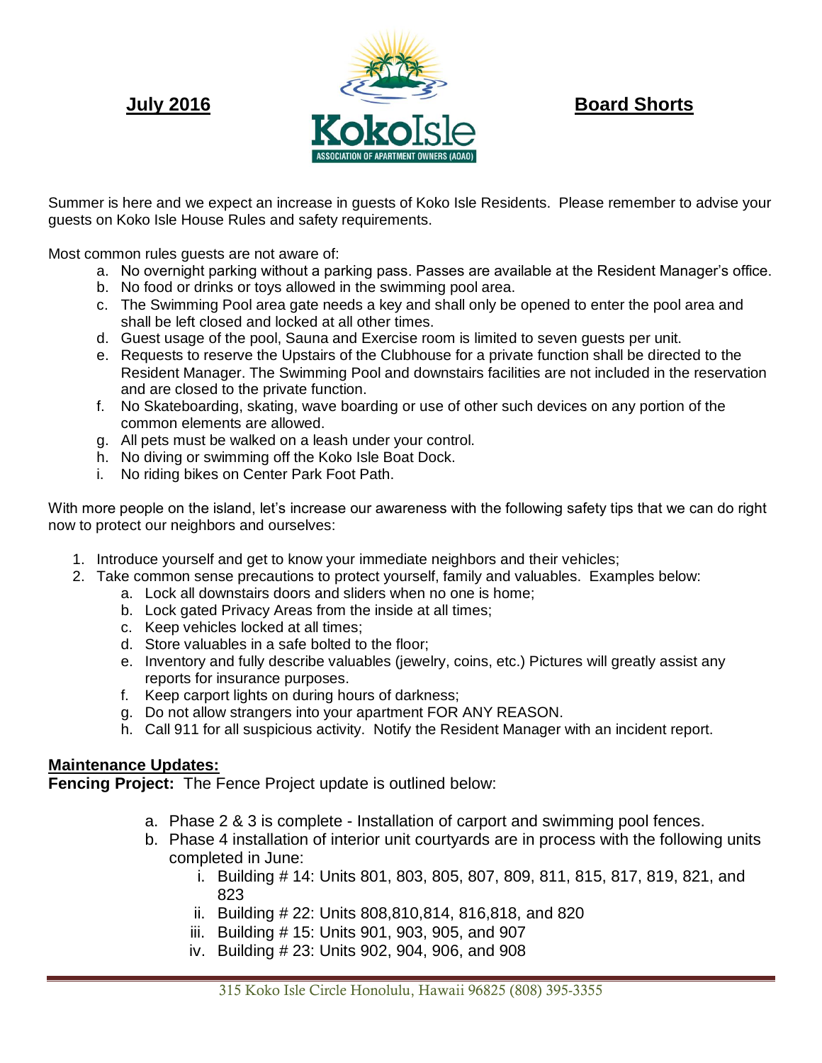**July 2016**

KokoIsle

ASSOCIATION OF APARTMENT OWNERS (AOAO)

**Board Shorts**

Summer is here and we expect an increase in guests of Koko Isle Residents. Please remember to advise your guests on Koko Isle House Rules and safety requirements.

Most common rules guests are not aware of:

a. No overnight parking without a parking pass. Passes are available at the Resident Manager's office.
b. No food or drinks or toys allowed in the swimming pool area.
c. The Swimming Pool area gate needs a key and shall only be opened to enter the pool area and shall be left closed and locked at all other times.
d. Guest usage of the pool, Sauna and Exercise room is limited to seven guests per unit.
e. Requests to reserve the Upstairs of the Clubhouse for a private function shall be directed to the Resident Manager. The Swimming Pool and downstairs facilities are not included in the reservation and are closed to the private function.
f. No Skateboarding, skating, wave boarding or use of other such devices on any portion of the common elements are allowed.
g. All pets must be walked on a leash under your control.
h. No diving or swimming off the Koko Isle Boat Dock.
i. No riding bikes on Center Park Foot Path.

With more people on the island, let's increase our awareness with the following safety tips that we can do right now to protect our neighbors and ourselves:

1. Introduce yourself and get to know your immediate neighbors and their vehicles;
2. Take common sense precautions to protect yourself, family and valuables. Examples below:
   a. Lock all downstairs doors and sliders when no one is home;
   b. Lock gated Privacy Areas from the inside at all times;
   c. Keep vehicles locked at all times;
   d. Store valuables in a safe bolted to the floor;
   e. Inventory and fully describe valuables (jewelry, coins, etc.) Pictures will greatly assist any reports for insurance purposes.
   f. Keep carport lights on during hours of darkness;
   g. Do not allow strangers into your apartment FOR ANY REASON.
   h. Call 911 for all suspicious activity. Notify the Resident Manager with an incident report.

## Maintenance Updates:

**Fencing Project:** The Fence Project update is outlined below:

a. Phase 2 & 3 is complete - Installation of carport and swimming pool fences.
b. Phase 4 installation of interior unit courtyards are in process with the following units completed in June:
   i. Building # 14: Units 801, 803, 805, 807, 809, 811, 815, 817, 819, 821, and 823
   ii. Building # 22: Units 808,810,814, 816,818, and 820
   iii. Building # 15: Units 901, 903, 905, and 907
   iv. Building # 23: Units 902, 904, 906, and 908

315 Koko Isle Circle Honolulu, Hawaii 96825 (808) 395-3355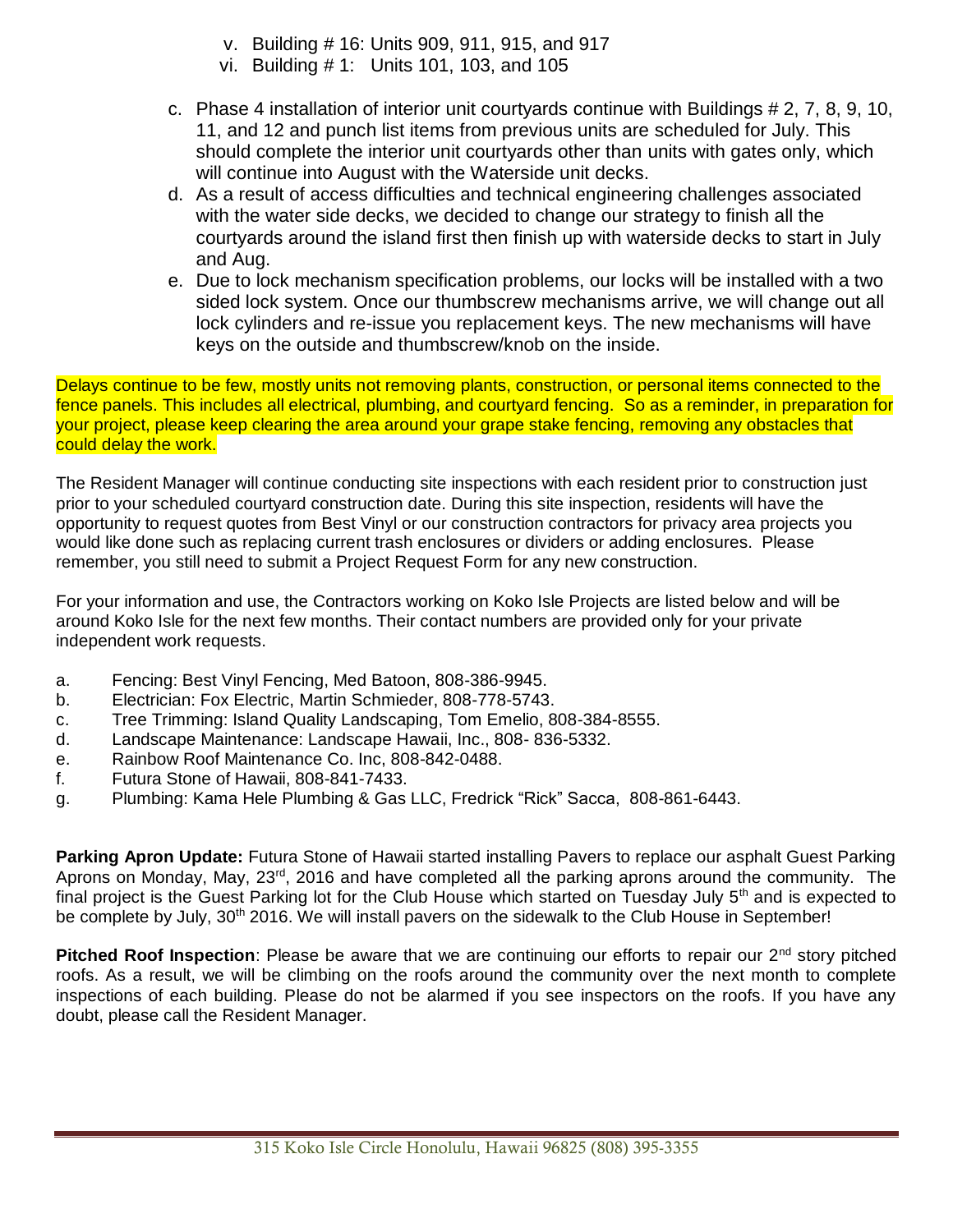v. Building # 16: Units 909, 911, 915, and 917
vi. Building # 1: Units 101, 103, and 105

c. Phase 4 installation of interior unit courtyards continue with Buildings # 2, 7, 8, 9, 10, 11, and 12 and punch list items from previous units are scheduled for July. This should complete the interior unit courtyards other than units with gates only, which will continue into August with the Waterside unit decks.
d. As a result of access difficulties and technical engineering challenges associated with the water side decks, we decided to change our strategy to finish all the courtyards around the island first then finish up with waterside decks to start in July and Aug.
e. Due to lock mechanism specification problems, our locks will be installed with a two sided lock system. Once our thumbscrew mechanisms arrive, we will change out all lock cylinders and re-issue you replacement keys. The new mechanisms will have keys on the outside and thumbscrew/knob on the inside.

Delays continue to be few, mostly units not removing plants, construction, or personal items connected to the fence panels. This includes all electrical, plumbing, and courtyard fencing. So as a reminder, in preparation for your project, please keep clearing the area around your grape stake fencing, removing any obstacles that could delay the work.

The Resident Manager will continue conducting site inspections with each resident prior to construction just prior to your scheduled courtyard construction date. During this site inspection, residents will have the opportunity to request quotes from Best Vinyl or our construction contractors for privacy area projects you would like done such as replacing current trash enclosures or dividers or adding enclosures. Please remember, you still need to submit a Project Request Form for any new construction.

For your information and use, the Contractors working on Koko Isle Projects are listed below and will be around Koko Isle for the next few months. Their contact numbers are provided only for your private independent work requests.

a. Fencing: Best Vinyl Fencing, Med Batoon, 808-386-9945.
b. Electrician: Fox Electric, Martin Schmieder, 808-778-5743.
c. Tree Trimming: Island Quality Landscaping, Tom Emelio, 808-384-8555.
d. Landscape Maintenance: Landscape Hawaii, Inc., 808- 836-5332.
e. Rainbow Roof Maintenance Co. Inc, 808-842-0488.
f. Futura Stone of Hawaii, 808-841-7433.
g. Plumbing: Kama Hele Plumbing & Gas LLC, Fredrick "Rick" Sacca, 808-861-6443.

**Parking Apron Update:** Futura Stone of Hawaii started installing Pavers to replace our asphalt Guest Parking Aprons on Monday, May, 23rd, 2016 and have completed all the parking aprons around the community. The final project is the Guest Parking lot for the Club House which started on Tuesday July 5th and is expected to be complete by July, 30th 2016. We will install pavers on the sidewalk to the Club House in September!

**Pitched Roof Inspection**: Please be aware that we are continuing our efforts to repair our 2nd story pitched roofs. As a result, we will be climbing on the roofs around the community over the next month to complete inspections of each building. Please do not be alarmed if you see inspectors on the roofs. If you have any doubt, please call the Resident Manager.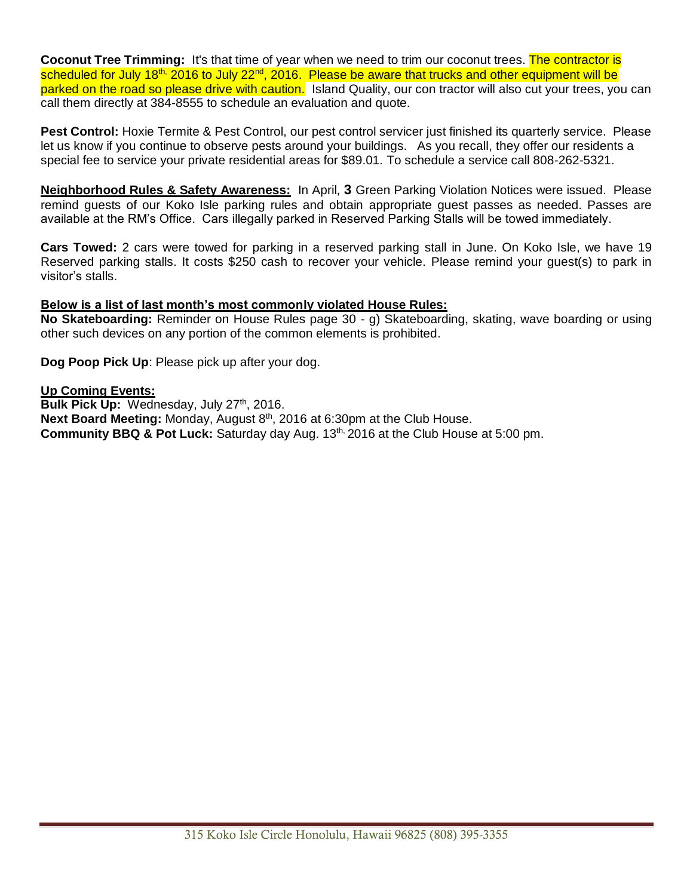**Coconut Tree Trimming:** It's that time of year when we need to trim our coconut trees. The contractor is scheduled for July 18th, 2016 to July 22nd, 2016. Please be aware that trucks and other equipment will be parked on the road so please drive with caution. Island Quality, our con tractor will also cut your trees, you can call them directly at 384-8555 to schedule an evaluation and quote.

**Pest Control:** Hoxie Termite & Pest Control, our pest control servicer just finished its quarterly service. Please let us know if you continue to observe pests around your buildings. As you recall, they offer our residents a special fee to service your private residential areas for $89.01. To schedule a service call 808-262-5321.

**Neighborhood Rules & Safety Awareness:** In April, **3** Green Parking Violation Notices were issued. Please remind guests of our Koko Isle parking rules and obtain appropriate guest passes as needed. Passes are available at the RM's Office. Cars illegally parked in Reserved Parking Stalls will be towed immediately.

**Cars Towed:** 2 cars were towed for parking in a reserved parking stall in June. On Koko Isle, we have 19 Reserved parking stalls. It costs $250 cash to recover your vehicle. Please remind your guest(s) to park in visitor's stalls.

**Below is a list of last month's most commonly violated House Rules:**

**No Skateboarding:** Reminder on House Rules page 30 - g) Skateboarding, skating, wave boarding or using other such devices on any portion of the common elements is prohibited.

**Dog Poop Pick Up**: Please pick up after your dog.

**Up Coming Events:**

**Bulk Pick Up:** Wednesday, July 27th, 2016.
**Next Board Meeting:** Monday, August 8th, 2016 at 6:30pm at the Club House.
**Community BBQ & Pot Luck:** Saturday day Aug. 13th, 2016 at the Club House at 5:00 pm.

315 Koko Isle Circle Honolulu, Hawaii 96825 (808) 395-3355